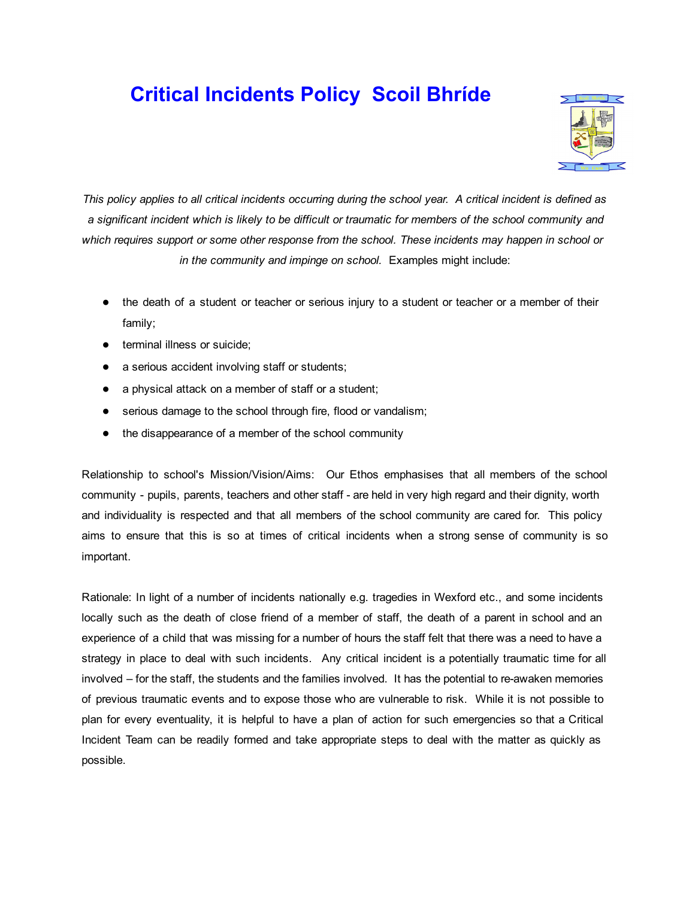# Critical Incidents Policy Scoil Bhríde

*This policy applies to all critical incidents occurring during the school year. A critical incident is defined as a significant incident which is likely to be difficult or traumatic for members of the school community and which requires support or some other response from the school. These incidents may happen in school or in the community and impinge on school.* Examples might include:

- the death of a student or teacher or serious injury to a student or teacher or a member of their family;
- terminal illness or suicide;
- a serious accident involving staff or students;
- a physical attack on a member of staff or a student;
- serious damage to the school through fire, flood or vandalism;
- the disappearance of a member of the school community

Relationship to school's Mission/Vision/Aims: Our Ethos emphasises that all members of the school community - pupils, parents, teachers and other staff - are held in very high regard and their dignity, worth and individuality is respected and that all members of the school community are cared for. This policy aims to ensure that this is so at times of critical incidents when a strong sense of community is so important.

Rationale: In light of a number of incidents nationally e.g. tragedies in Wexford etc., and some incidents locally such as the death of close friend of a member of staff, the death of a parent in school and an experience of a child that was missing for a number of hours the staff felt that there was a need to have a strategy in place to deal with such incidents. Any critical incident is a potentially traumatic time for all involved – for the staff, the students and the families involved. It has the potential to re-awaken memories of previous traumatic events and to expose those who are vulnerable to risk. While it is not possible to plan for every eventuality, it is helpful to have a plan of action for such emergencies so that a Critical Incident Team can be readily formed and take appropriate steps to deal with the matter as quickly as possible.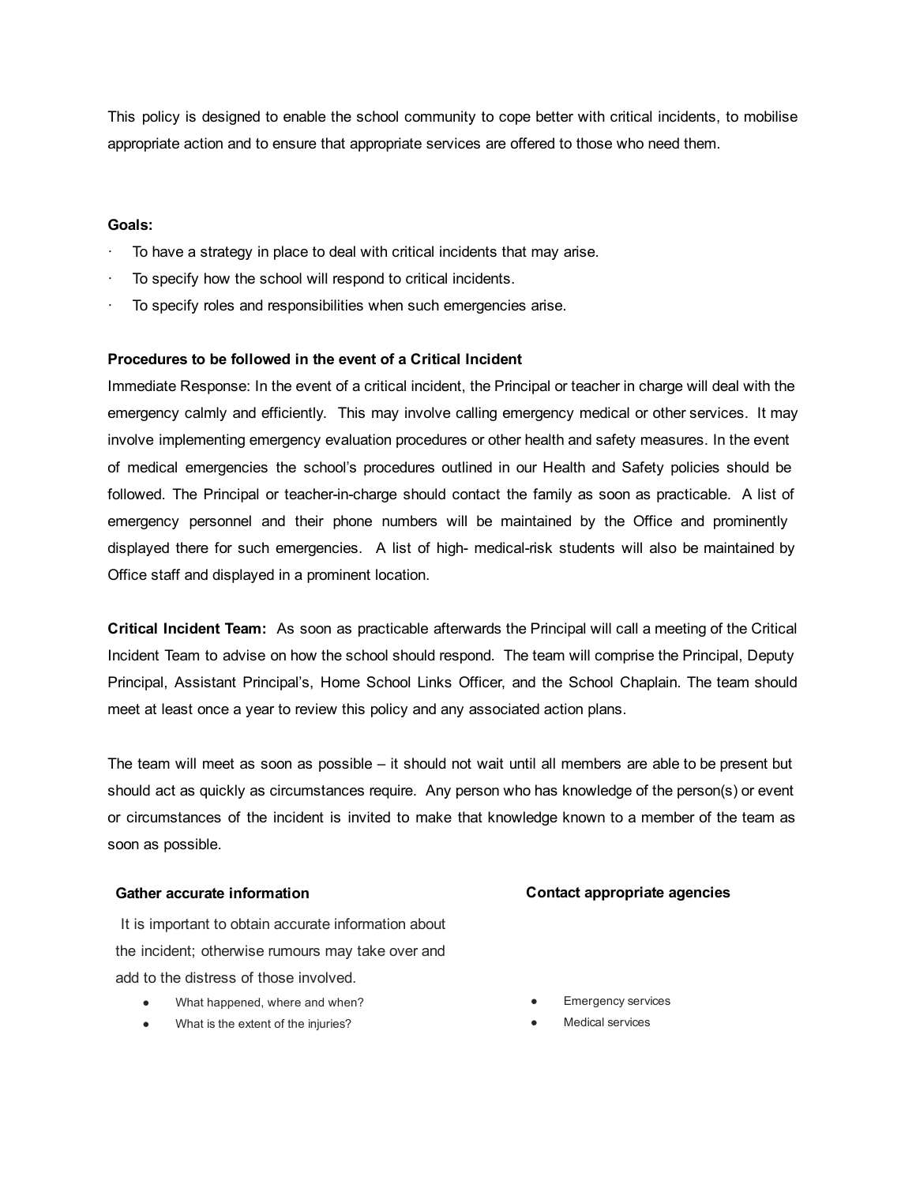This policy is designed to enable the school community to cope better with critical incidents, to mobilise appropriate action and to ensure that appropriate services are offered to those who need them.

**Goals:**

- To have a strategy in place to deal with critical incidents that may arise.
- To specify how the school will respond to critical incidents.
- To specify roles and responsibilities when such emergencies arise.

**Procedures to be followed in the event of a Critical Incident**

Immediate Response: In the event of a critical incident, the Principal or teacher in charge will deal with the emergency calmly and efficiently. This may involve calling emergency medical or other services. It may involve implementing emergency evaluation procedures or other health and safety measures. In the event of medical emergencies the school's procedures outlined in our Health and Safety policies should be followed. The Principal or teacher-in-charge should contact the family as soon as practicable. A list of emergency personnel and their phone numbers will be maintained by the Office and prominently displayed there for such emergencies. A list of high- medical-risk students will also be maintained by Office staff and displayed in a prominent location.

**Critical Incident Team:** As soon as practicable afterwards the Principal will call a meeting of the Critical Incident Team to advise on how the school should respond. The team will comprise the Principal, Deputy Principal, Assistant Principal's, Home School Links Officer, and the School Chaplain. The team should meet at least once a year to review this policy and any associated action plans.

The team will meet as soon as possible – it should not wait until all members are able to be present but should act as quickly as circumstances require. Any person who has knowledge of the person(s) or event or circumstances of the incident is invited to make that knowledge known to a member of the team as soon as possible.

**Gather accurate information**

It is important to obtain accurate information about the incident; otherwise rumours may take over and add to the distress of those involved.

- What happened, where and when?
- What is the extent of the injuries?

**Contact appropriate agencies**

- Emergency services
- Medical services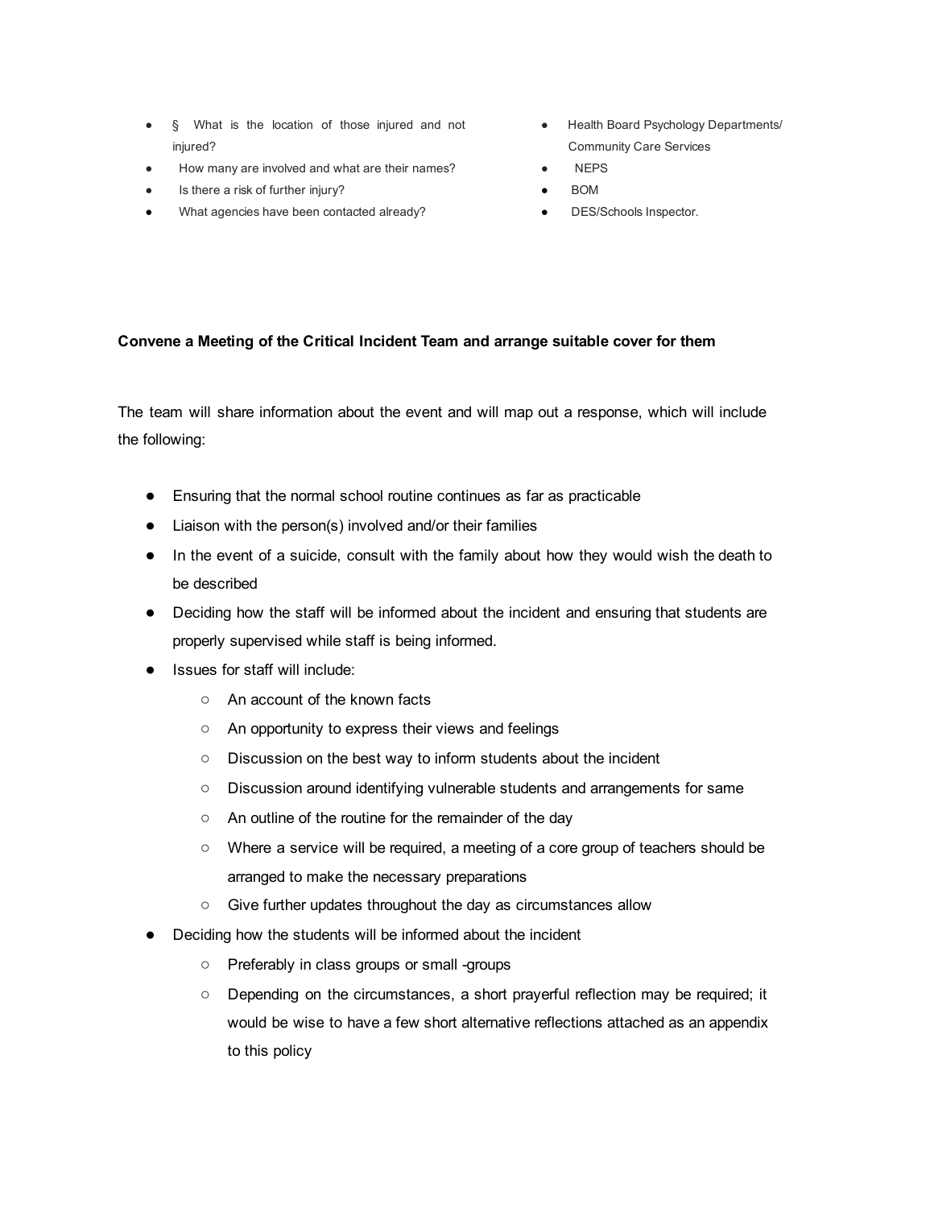- § What is the location of those injured and not injured?
- How many are involved and what are their names?
- Is there a risk of further injury?
- What agencies have been contacted already?

- Health Board Psychology Departments/ Community Care Services
- NEPS
- BOM
- DES/Schools Inspector.

**Convene a Meeting of the Critical Incident Team and arrange suitable cover for them**

The team will share information about the event and will map out a response, which will include the following:

- Ensuring that the normal school routine continues as far as practicable
- Liaison with the person(s) involved and/or their families
- In the event of a suicide, consult with the family about how they would wish the death to be described
- Deciding how the staff will be informed about the incident and ensuring that students are properly supervised while staff is being informed.
- Issues for staff will include:
    - An account of the known facts
    - An opportunity to express their views and feelings
    - Discussion on the best way to inform students about the incident
    - Discussion around identifying vulnerable students and arrangements for same
    - An outline of the routine for the remainder of the day
    - Where a service will be required, a meeting of a core group of teachers should be arranged to make the necessary preparations
    - Give further updates throughout the day as circumstances allow
- Deciding how the students will be informed about the incident
    - Preferably in class groups or small -groups
    - Depending on the circumstances, a short prayerful reflection may be required; it would be wise to have a few short alternative reflections attached as an appendix to this policy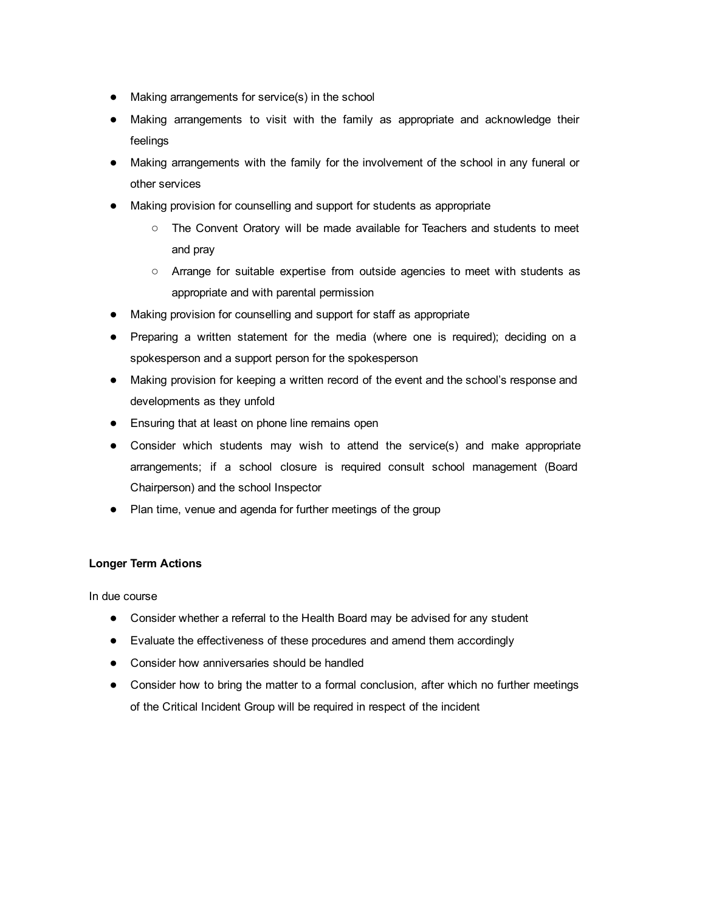- Making arrangements for service(s) in the school
- Making arrangements to visit with the family as appropriate and acknowledge their feelings
- Making arrangements with the family for the involvement of the school in any funeral or other services
- Making provision for counselling and support for students as appropriate
  - The Convent Oratory will be made available for Teachers and students to meet and pray
  - Arrange for suitable expertise from outside agencies to meet with students as appropriate and with parental permission
- Making provision for counselling and support for staff as appropriate
- Preparing a written statement for the media (where one is required); deciding on a spokesperson and a support person for the spokesperson
- Making provision for keeping a written record of the event and the school's response and developments as they unfold
- Ensuring that at least on phone line remains open
- Consider which students may wish to attend the service(s) and make appropriate arrangements; if a school closure is required consult school management (Board Chairperson) and the school Inspector
- Plan time, venue and agenda for further meetings of the group

**Longer Term Actions**

In due course

- Consider whether a referral to the Health Board may be advised for any student
- Evaluate the effectiveness of these procedures and amend them accordingly
- Consider how anniversaries should be handled
- Consider how to bring the matter to a formal conclusion, after which no further meetings of the Critical Incident Group will be required in respect of the incident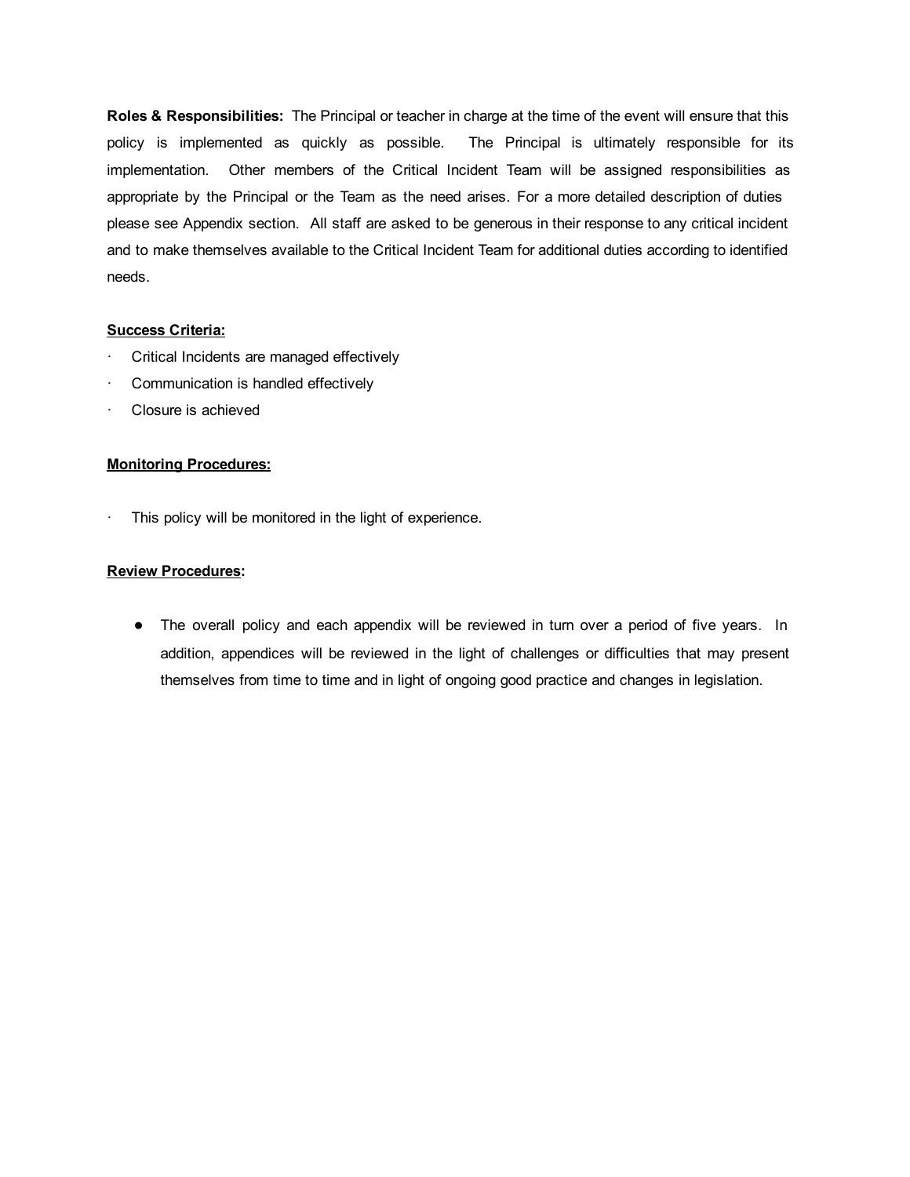**Roles & Responsibilities:** The Principal or teacher in charge at the time of the event will ensure that this policy is implemented as quickly as possible. The Principal is ultimately responsible for its implementation. Other members of the Critical Incident Team will be assigned responsibilities as appropriate by the Principal or the Team as the need arises. For a more detailed description of duties please see Appendix section. All staff are asked to be generous in their response to any critical incident and to make themselves available to the Critical Incident Team for additional duties according to identified needs.

**Success Criteria:**

- Critical Incidents are managed effectively
- Communication is handled effectively
- Closure is achieved

**Monitoring Procedures:**

- This policy will be monitored in the light of experience.

**Review Procedures:**

- The overall policy and each appendix will be reviewed in turn over a period of five years. In addition, appendices will be reviewed in the light of challenges or difficulties that may present themselves from time to time and in light of ongoing good practice and changes in legislation.